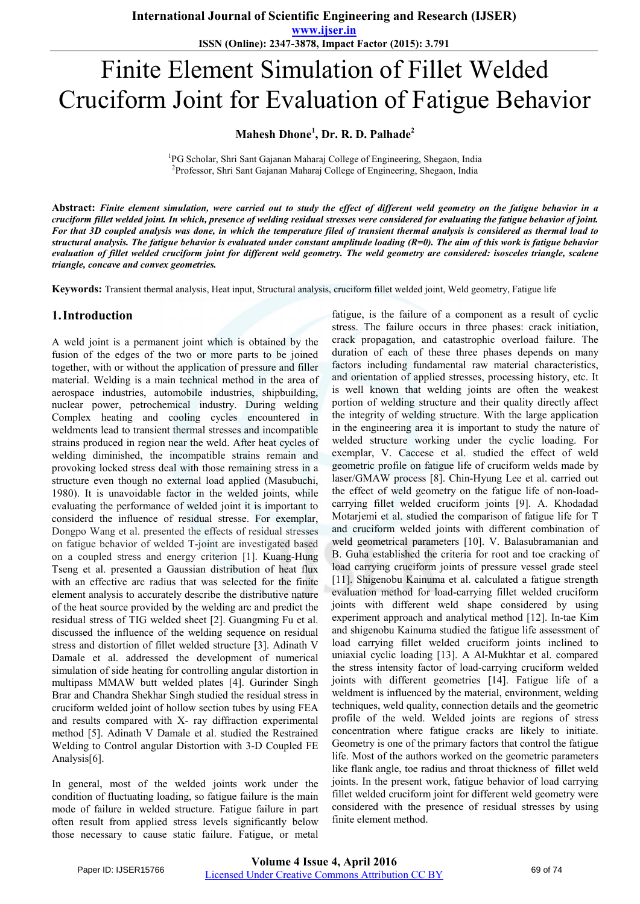# Finite Element Simulation of Fillet Welded Cruciform Joint for Evaluation of Fatigue Behavior

**Mahesh Dhone[1], Dr. R. D. Palhade[2]**

[1]PG Scholar, Shri Sant Gajanan Maharaj College of Engineering, Shegaon, India
[2]Professor, Shri Sant Gajanan Maharaj College of Engineering, Shegaon, India

**Abstract:** ***Finite element simulation, were carried out to study the effect of different weld geometry on the fatigue behavior in a cruciform fillet welded joint. In which, presence of welding residual stresses were considered for evaluating the fatigue behavior of joint. For that 3D coupled analysis was done, in which the temperature filed of transient thermal analysis is considered as thermal load to structural analysis. The fatigue behavior is evaluated under constant amplitude loading (R=0). The aim of this work is fatigue behavior evaluation of fillet welded cruciform joint for different weld geometry. The weld geometry are considered: isosceles triangle, scalene triangle, concave and convex geometries.***

**Keywords:** Transient thermal analysis, Heat input, Structural analysis, cruciform fillet welded joint, Weld geometry, Fatigue life

## 1. Introduction

A weld joint is a permanent joint which is obtained by the fusion of the edges of the two or more parts to be joined together, with or without the application of pressure and filler material. Welding is a main technical method in the area of aerospace industries, automobile industries, shipbuilding, nuclear power, petrochemical industry. During welding Complex heating and cooling cycles encountered in weldments lead to transient thermal stresses and incompatible strains produced in region near the weld. After heat cycles of welding diminished, the incompatible strains remain and provoking locked stress deal with those remaining stress in a structure even though no external load applied (Masubuchi, 1980). It is unavoidable factor in the welded joints, while evaluating the performance of welded joint it is important to considerd the influence of residual stresse. For exemplar, Dongpo Wang et al. presented the effects of residual stresses on fatigue behavior of welded T-joint are investigated based on a coupled stress and energy criterion [1]. Kuang-Hung Tseng et al. presented a Gaussian distribution of heat flux with an effective arc radius that was selected for the finite element analysis to accurately describe the distributive nature of the heat source provided by the welding arc and predict the residual stress of TIG welded sheet [2]. Guangming Fu et al. discussed the influence of the welding sequence on residual stress and distortion of fillet welded structure [3]. Adinath V Damale et al. addressed the development of numerical simulation of side heating for controlling angular distortion in multipass MMAW butt welded plates [4]. Gurinder Singh Brar and Chandra Shekhar Singh studied the residual stress in cruciform welded joint of hollow section tubes by using FEA and results compared with X- ray diffraction experimental method [5]. Adinath V Damale et al. studied the Restrained Welding to Control angular Distortion with 3-D Coupled FE Analysis[6].

In general, most of the welded joints work under the condition of fluctuating loading, so fatigue failure is the main mode of failure in welded structure. Fatigue failure in part often result from applied stress levels significantly below those necessary to cause static failure. Fatigue, or metal fatigue, is the failure of a component as a result of cyclic stress. The failure occurs in three phases: crack initiation, crack propagation, and catastrophic overload failure. The duration of each of these three phases depends on many factors including fundamental raw material characteristics, and orientation of applied stresses, processing history, etc. It is well known that welding joints are often the weakest portion of welding structure and their quality directly affect the integrity of welding structure. With the large application in the engineering area it is important to study the nature of welded structure working under the cyclic loading. For exemplar, V. Caccese et al. studied the effect of weld geometric profile on fatigue life of cruciform welds made by laser/GMAW process [8]. Chin-Hyung Lee et al. carried out the effect of weld geometry on the fatigue life of non-load-carrying fillet welded cruciform joints [9]. A. Khodadad Motarjemi et al. studied the comparison of fatigue life for T and cruciform welded joints with different combination of weld geometrical parameters [10]. V. Balasubramanian and B. Guha established the criteria for root and toe cracking of load carrying cruciform joints of pressure vessel grade steel [11]. Shigenobu Kainuma et al. calculated a fatigue strength evaluation method for load-carrying fillet welded cruciform joints with different weld shape considered by using experiment approach and analytical method [12]. In-tae Kim and shigenobu Kainuma studied the fatigue life assessment of load carrying fillet welded cruciform joints inclined to uniaxial cyclic loading [13]. A Al-Mukhtar et al. compared the stress intensity factor of load-carrying cruciform welded joints with different geometries [14]. Fatigue life of a weldment is influenced by the material, environment, welding techniques, weld quality, connection details and the geometric profile of the weld. Welded joints are regions of stress concentration where fatigue cracks are likely to initiate. Geometry is one of the primary factors that control the fatigue life. Most of the authors worked on the geometric parameters like flank angle, toe radius and throat thickness of fillet weld joints. In the present work, fatigue behavior of load carrying fillet welded cruciform joint for different weld geometry were considered with the presence of residual stresses by using finite element method.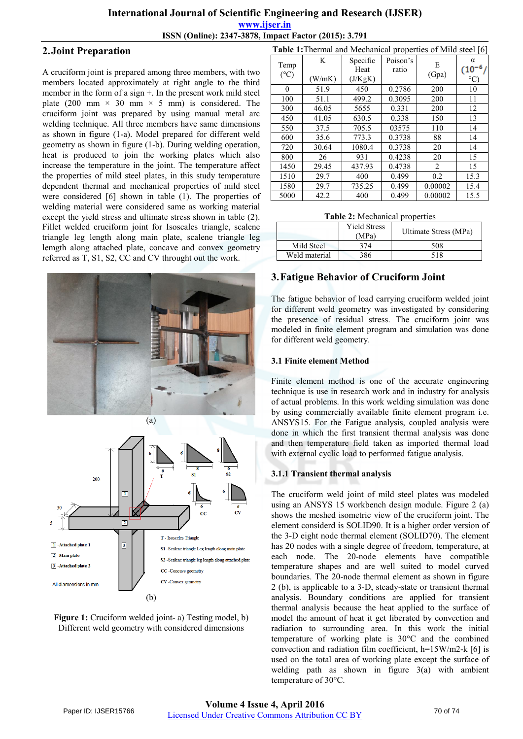## 2. Joint Preparation

A cruciform joint is prepared among three members, with two members located approximately at right angle to the third member in the form of a sign +. In the present work mild steel plate (200 mm × 30 mm × 5 mm) is considered. The cruciform joint was prepared by using manual metal arc welding technique. All three members have same dimensions as shown in figure (1-a). Model prepared for different weld geometry as shown in figure (1-b). During welding operation, heat is produced to join the working plates which also increase the temperature in the joint. The temperature affect the properties of mild steel plates, in this study temperature dependent thermal and mechanical properties of mild steel were considered [6] shown in table (1). The properties of welding material were considered same as working material except the yield stress and ultimate stress shown in table (2). Fillet welded cruciform joint for Isoscales triangle, scalene triangle leg length along main plate, scalene triangle leg lemgth along attached plate, concave and convex geometry referred as T, S1, S2, CC and CV throught out the work.

Figure 1: Cruciform welded joint- a) Testing model, b) Different weld geometry with considered dimensions

**Table 1:** Thermal and Mechanical properties of Mild steel [6]

| Temp (°C) | K (W/mK) | Specific Heat (J/KgK) | Poison's ratio | E (Gpa) | α $(10^{-6}/°C)$ |
|---|---|---|---|---|---|
| 0 | 51.9 | 450 | 0.2786 | 200 | 10 |
| 100 | 51.1 | 499.2 | 0.3095 | 200 | 11 |
| 300 | 46.05 | 5655 | 0.331 | 200 | 12 |
| 450 | 41.05 | 630.5 | 0.338 | 150 | 13 |
| 550 | 37.5 | 705.5 | 03575 | 110 | 14 |
| 600 | 35.6 | 773.3 | 0.3738 | 88 | 14 |
| 720 | 30.64 | 1080.4 | 0.3738 | 20 | 14 |
| 800 | 26 | 931 | 0.4238 | 20 | 15 |
| 1450 | 29.45 | 437.93 | 0.4738 | 2 | 15 |
| 1510 | 29.7 | 400 | 0.499 | 0.2 | 15.3 |
| 1580 | 29.7 | 735.25 | 0.499 | 0.00002 | 15.4 |
| 5000 | 42.2 | 400 | 0.499 | 0.00002 | 15.5 |

**Table 2:** Mechanical properties

| | Yield Stress (MPa) | Ultimate Stress (MPa) |
|---|---|---|
| Mild Steel | 374 | 508 |
| Weld material | 386 | 518 |

## 3. Fatigue Behavior of Cruciform Joint

The fatigue behavior of load carrying cruciform welded joint for different weld geometry was investigated by considering the presence of residual stress. The cruciform joint was modeled in finite element program and simulation was done for different weld geometry.

### 3.1 Finite element Method

Finite element method is one of the accurate engineering technique is use in research work and in industry for analysis of actual problems. In this work welding simulation was done by using commercially available finite element program i.e. ANSYS15. For the Fatigue analysis, coupled analysis were done in which the first transient thermal analysis was done and then temperature field taken as imported thermal load with external cyclic load to performed fatigue analysis.

### 3.1.1 Transient thermal analysis

The cruciform weld joint of mild steel plates was modeled using an ANSYS 15 workbench design module. Figure 2 (a) shows the meshed isometric view of the cruciform joint. The element considerd is SOLID90. It is a higher order version of the 3-D eight node thermal element (SOLID70). The element has 20 nodes with a single degree of freedom, temperature, at each node. The 20-node elements have compatible temperature shapes and are well suited to model curved boundaries. The 20-node thermal element as shown in figure 2 (b), is applicable to a 3-D, steady-state or transient thermal analysis. Boundary conditions are applied for transient thermal analysis because the heat applied to the surface of model the amount of heat it get liberated by convection and radiation to surrounding area. In this work the initial temperature of working plate is 30°C and the combined convection and radiation film coefficient, h=15W/m2-k [6] is used on the total area of working plate except the surface of welding path as shown in figure 3(a) with ambient temperature of 30°C.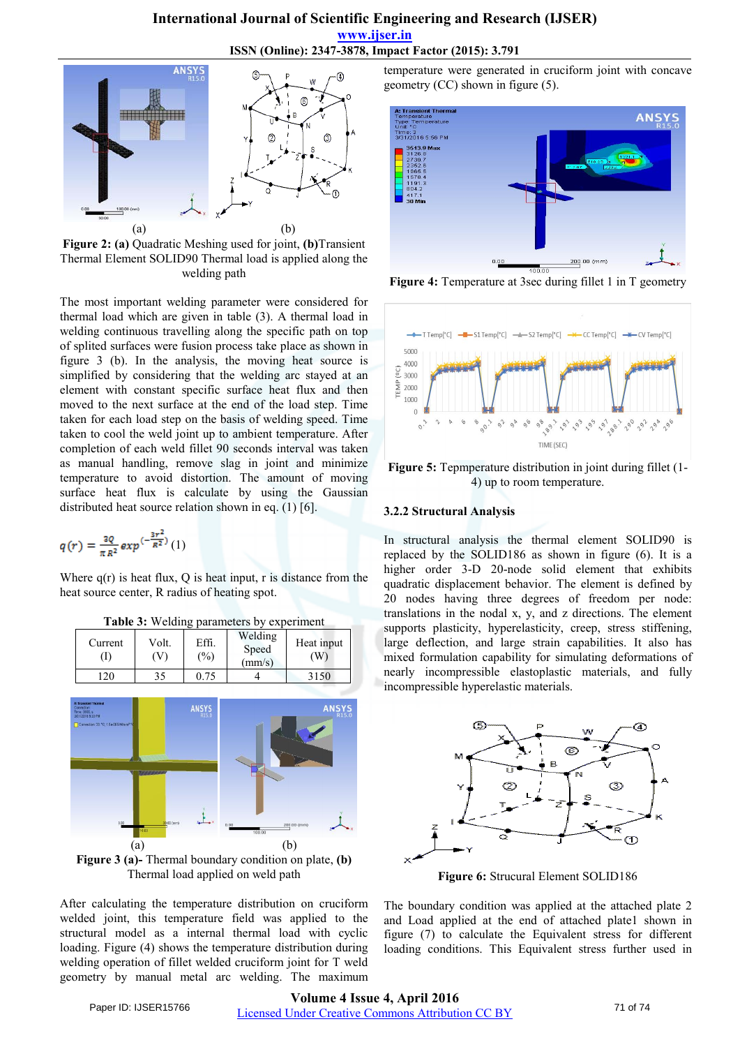**Figure 2: (a)** Quadratic Meshing used for joint, **(b)** Transient Thermal Element SOLID90 Thermal load is applied along the welding path

The most important welding parameter were considered for thermal load which are given in table (3). A thermal load in welding continuous travelling along the specific path on top of splited surfaces were fusion process take place as shown in figure 3 (b). In the analysis, the moving heat source is simplified by considering that the welding arc stayed at an element with constant specific surface heat flux and then moved to the next surface at the end of the load step. Time taken for each load step on the basis of welding speed. Time taken to cool the weld joint up to ambient temperature. After completion of each weld fillet 90 seconds interval was taken as manual handling, remove slag in joint and minimize temperature to avoid distortion. The amount of moving surface heat flux is calculate by using the Gaussian distributed heat source relation shown in eq. (1) [6].

$$q(r) = \frac{3Q}{\pi R^2} exp^{\left(-\frac{3r^2}{R^2}\right)} \quad (1)$$

Where q(r) is heat flux, Q is heat input, r is distance from the heat source center, R radius of heating spot.

**Table 3:** Welding parameters by experiment

| Current (I) | Volt. (V) | Effi. (%) | Welding Speed (mm/s) | Heat input (W) |
|---|---|---|---|---|
| 120 | 35 | 0.75 | 4 | 3150 |

**Figure 3 (a)-** Thermal boundary condition on plate, **(b)** Thermal load applied on weld path

After calculating the temperature distribution on cruciform welded joint, this temperature field was applied to the structural model as a internal thermal load with cyclic loading. Figure (4) shows the temperature distribution during welding operation of fillet welded cruciform joint for T weld geometry by manual metal arc welding. The maximum temperature were generated in cruciform joint with concave geometry (CC) shown in figure (5).

**Figure 4:** Temperature at 3sec during fillet 1 in T geometry

**Figure 5:** Tepmperature distribution in joint during fillet (1-4) up to room temperature.

### 3.2.2 Structural Analysis

In structural analysis the thermal element SOLID90 is replaced by the SOLID186 as shown in figure (6). It is a higher order 3-D 20-node solid element that exhibits quadratic displacement behavior. The element is defined by 20 nodes having three degrees of freedom per node: translations in the nodal x, y, and z directions. The element supports plasticity, hyperelasticity, creep, stress stiffening, large deflection, and large strain capabilities. It also has mixed formulation capability for simulating deformations of nearly incompressible elastoplastic materials, and fully incompressible hyperelastic materials.

**Figure 6:** Strucural Element SOLID186

The boundary condition was applied at the attached plate 2 and Load applied at the end of attached plate1 shown in figure (7) to calculate the Equivalent stress for different loading conditions. This Equivalent stress further used in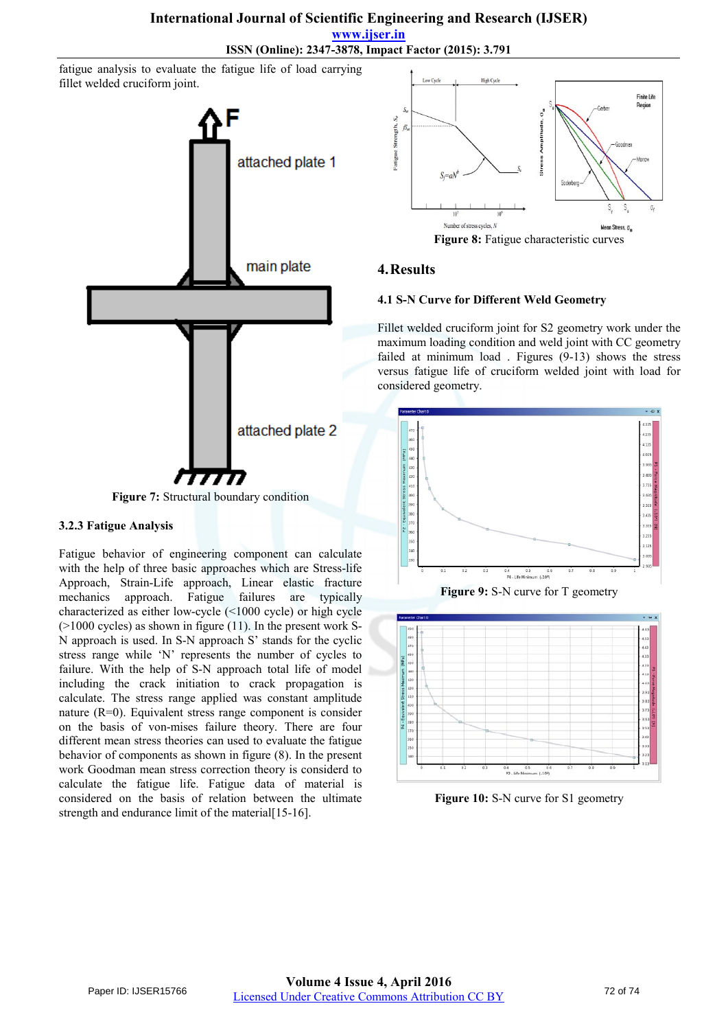fatigue analysis to evaluate the fatigue life of load carrying fillet welded cruciform joint.

**Figure 7:** Structural boundary condition

### 3.2.3 Fatigue Analysis

Fatigue behavior of engineering component can calculate with the help of three basic approaches which are Stress-life Approach, Strain-Life approach, Linear elastic fracture mechanics approach. Fatigue failures are typically characterized as either low-cycle (<1000 cycle) or high cycle (>1000 cycles) as shown in figure (11). In the present work S-N approach is used. In S-N approach S' stands for the cyclic stress range while 'N' represents the number of cycles to failure. With the help of S-N approach total life of model including the crack initiation to crack propagation is calculate. The stress range applied was constant amplitude nature (R=0). Equivalent stress range component is consider on the basis of von-mises failure theory. There are four different mean stress theories can used to evaluate the fatigue behavior of components as shown in figure (8). In the present work Goodman mean stress correction theory is considerd to calculate the fatigue life. Fatigue data of material is considered on the basis of relation between the ultimate strength and endurance limit of the material[15-16].

**Figure 8:** Fatigue characteristic curves

## 4. Results

### 4.1 S-N Curve for Different Weld Geometry

Fillet welded cruciform joint for S2 geometry work under the maximum loading condition and weld joint with CC geometry failed at minimum load . Figures (9-13) shows the stress versus fatigue life of cruciform welded joint with load for considered geometry.

**Figure 9:** S-N curve for T geometry

**Figure 10:** S-N curve for S1 geometry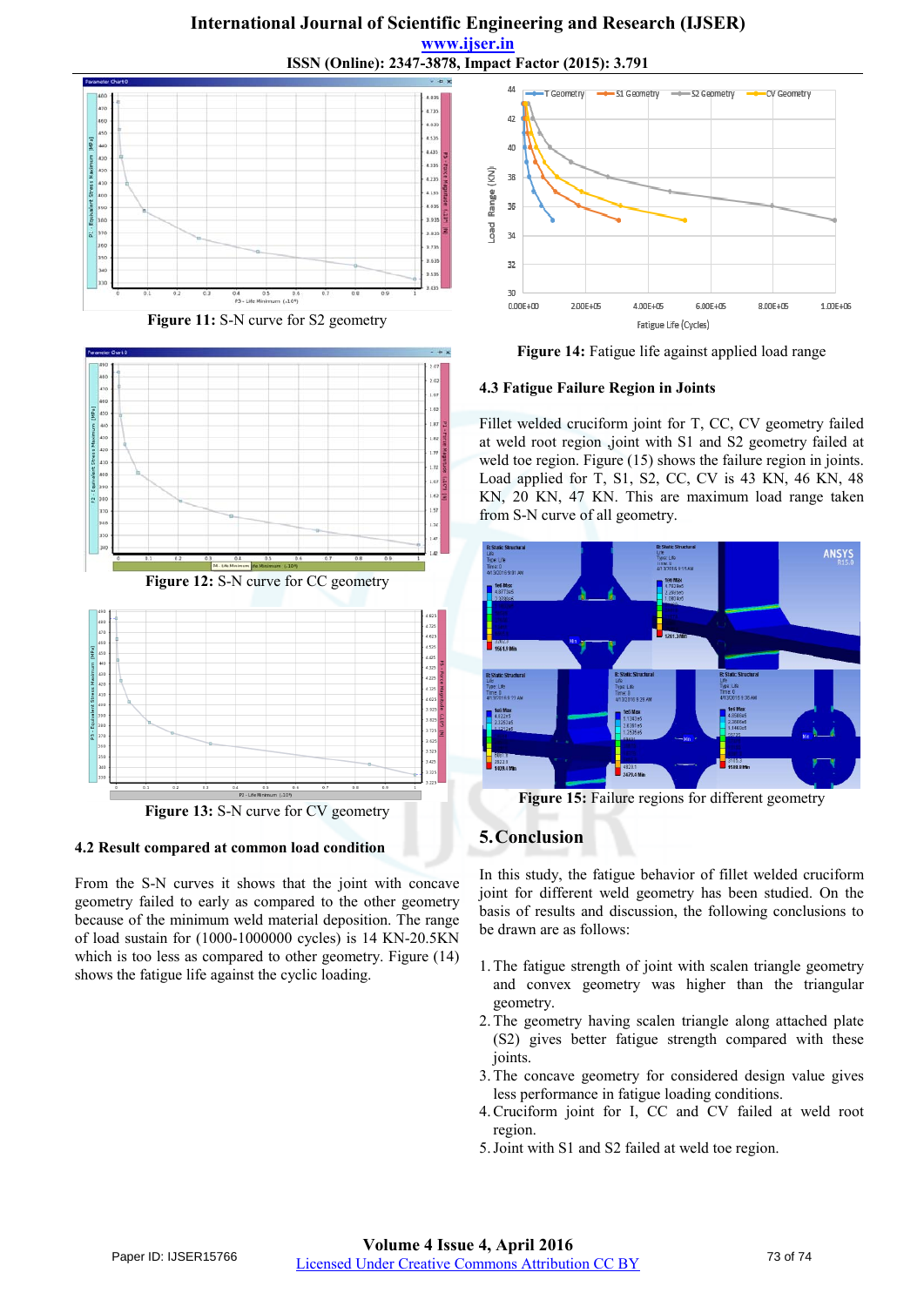Figure 11: S-N curve for S2 geometry

Figure 12: S-N curve for CC geometry

Figure 13: S-N curve for CV geometry

### 4.2 Result compared at common load condition

From the S-N curves it shows that the joint with concave geometry failed to early as compared to the other geometry because of the minimum weld material deposition. The range of load sustain for (1000-1000000 cycles) is 14 KN-20.5KN which is too less as compared to other geometry. Figure (14) shows the fatigue life against the cyclic loading.

Figure 14: Fatigue life against applied load range

### 4.3 Fatigue Failure Region in Joints

Fillet welded cruciform joint for T, CC, CV geometry failed at weld root region ,joint with S1 and S2 geometry failed at weld toe region. Figure (15) shows the failure region in joints. Load applied for T, S1, S2, CC, CV is 43 KN, 46 KN, 48 KN, 20 KN, 47 KN. This are maximum load range taken from S-N curve of all geometry.

Figure 15: Failure regions for different geometry

## 5. Conclusion

In this study, the fatigue behavior of fillet welded cruciform joint for different weld geometry has been studied. On the basis of results and discussion, the following conclusions to be drawn are as follows:

1. The fatigue strength of joint with scalen triangle geometry and convex geometry was higher than the triangular geometry.
2. The geometry having scalen triangle along attached plate (S2) gives better fatigue strength compared with these joints.
3. The concave geometry for considered design value gives less performance in fatigue loading conditions.
4. Cruciform joint for I, CC and CV failed at weld root region.
5. Joint with S1 and S2 failed at weld toe region.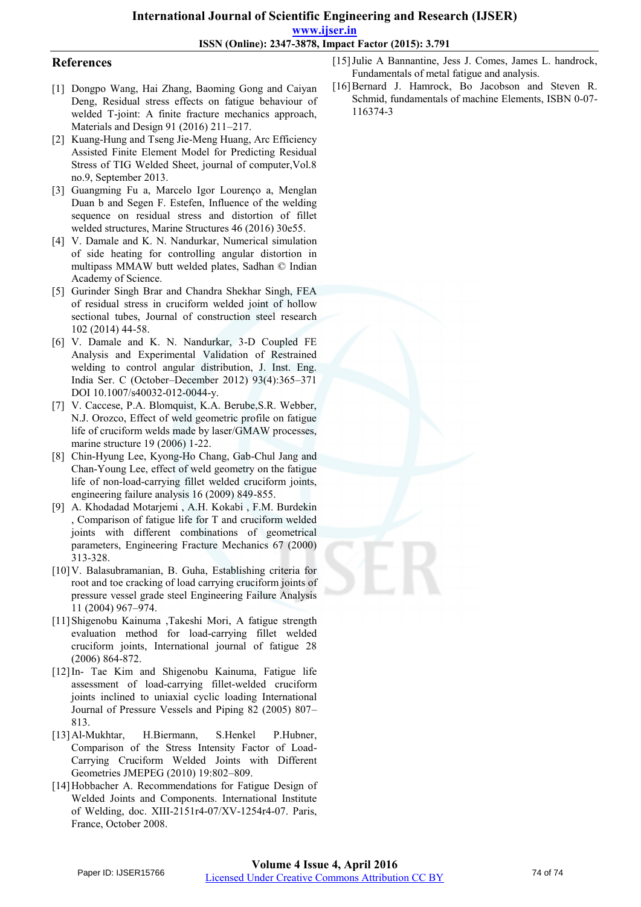## References

[1] Dongpo Wang, Hai Zhang, Baoming Gong and Caiyan Deng, Residual stress effects on fatigue behaviour of welded T-joint: A finite fracture mechanics approach, Materials and Design 91 (2016) 211–217.

[2] Kuang-Hung and Tseng Jie-Meng Huang, Arc Efficiency Assisted Finite Element Model for Predicting Residual Stress of TIG Welded Sheet, journal of computer,Vol.8 no.9, September 2013.

[3] Guangming Fu a, Marcelo Igor Lourenço a, Menglan Duan b and Segen F. Estefen, Influence of the welding sequence on residual stress and distortion of fillet welded structures, Marine Structures 46 (2016) 30e55.

[4] V. Damale and K. N. Nandurkar, Numerical simulation of side heating for controlling angular distortion in multipass MMAW butt welded plates, Sadhan © Indian Academy of Science.

[5] Gurinder Singh Brar and Chandra Shekhar Singh, FEA of residual stress in cruciform welded joint of hollow sectional tubes, Journal of construction steel research 102 (2014) 44-58.

[6] V. Damale and K. N. Nandurkar, 3-D Coupled FE Analysis and Experimental Validation of Restrained welding to control angular distribution, J. Inst. Eng. India Ser. C (October–December 2012) 93(4):365–371 DOI 10.1007/s40032-012-0044-y.

[7] V. Caccese, P.A. Blomquist, K.A. Berube,S.R. Webber, N.J. Orozco, Effect of weld geometric profile on fatigue life of cruciform welds made by laser/GMAW processes, marine structure 19 (2006) 1-22.

[8] Chin-Hyung Lee, Kyong-Ho Chang, Gab-Chul Jang and Chan-Young Lee, effect of weld geometry on the fatigue life of non-load-carrying fillet welded cruciform joints, engineering failure analysis 16 (2009) 849-855.

[9] A. Khodadad Motarjemi , A.H. Kokabi , F.M. Burdekin , Comparison of fatigue life for T and cruciform welded joints with different combinations of geometrical parameters, Engineering Fracture Mechanics 67 (2000) 313-328.

[10] V. Balasubramanian, B. Guha, Establishing criteria for root and toe cracking of load carrying cruciform joints of pressure vessel grade steel Engineering Failure Analysis 11 (2004) 967–974.

[11] Shigenobu Kainuma ,Takeshi Mori, A fatigue strength evaluation method for load-carrying fillet welded cruciform joints, International journal of fatigue 28 (2006) 864-872.

[12] In- Tae Kim and Shigenobu Kainuma, Fatigue life assessment of load-carrying fillet-welded cruciform joints inclined to uniaxial cyclic loading International Journal of Pressure Vessels and Piping 82 (2005) 807–813.

[13] Al-Mukhtar, H.Biermann, S.Henkel P.Hubner, Comparison of the Stress Intensity Factor of Load-Carrying Cruciform Welded Joints with Different Geometries JMEPEG (2010) 19:802–809.

[14] Hobbacher A. Recommendations for Fatigue Design of Welded Joints and Components. International Institute of Welding, doc. XIII-2151r4-07/XV-1254r4-07. Paris, France, October 2008.

[15] Julie A Bannantine, Jess J. Comes, James L. handrock, Fundamentals of metal fatigue and analysis.

[16] Bernard J. Hamrock, Bo Jacobson and Steven R. Schmid, fundamentals of machine Elements, ISBN 0-07-116374-3